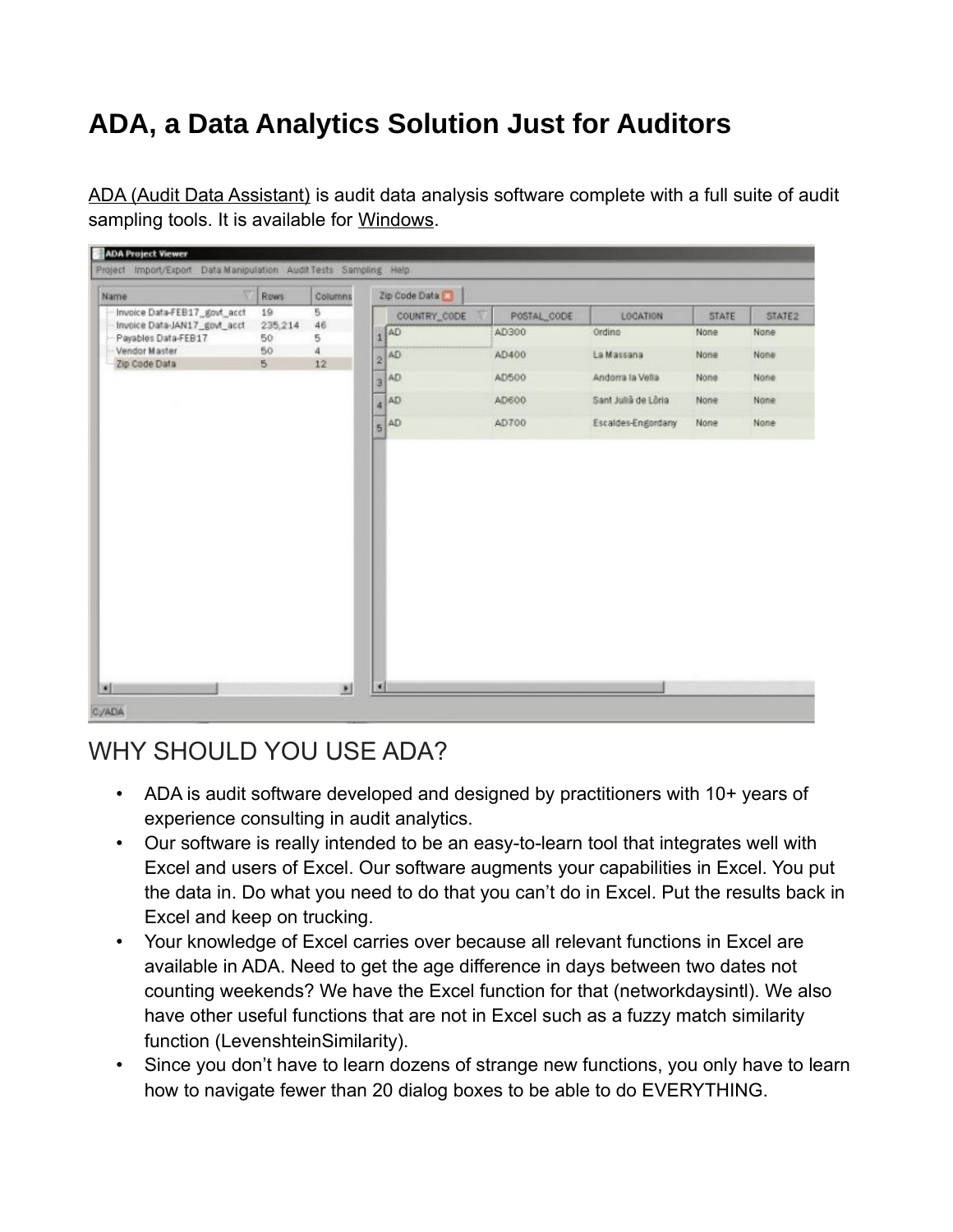# ADA, a Data Analytics Solution Just for Auditors

ADA (Audit Data Assistant) is audit data analysis software complete with a full suite of audit sampling tools. It is available for Windows.

## WHY SHOULD YOU USE ADA?

- ADA is audit software developed and designed by practitioners with 10+ years of experience consulting in audit analytics.
- Our software is really intended to be an easy-to-learn tool that integrates well with Excel and users of Excel. Our software augments your capabilities in Excel. You put the data in. Do what you need to do that you can't do in Excel. Put the results back in Excel and keep on trucking.
- Your knowledge of Excel carries over because all relevant functions in Excel are available in ADA. Need to get the age difference in days between two dates not counting weekends? We have the Excel function for that (networkdaysintl). We also have other useful functions that are not in Excel such as a fuzzy match similarity function (LevenshteinSimilarity).
- Since you don't have to learn dozens of strange new functions, you only have to learn how to navigate fewer than 20 dialog boxes to be able to do EVERYTHING.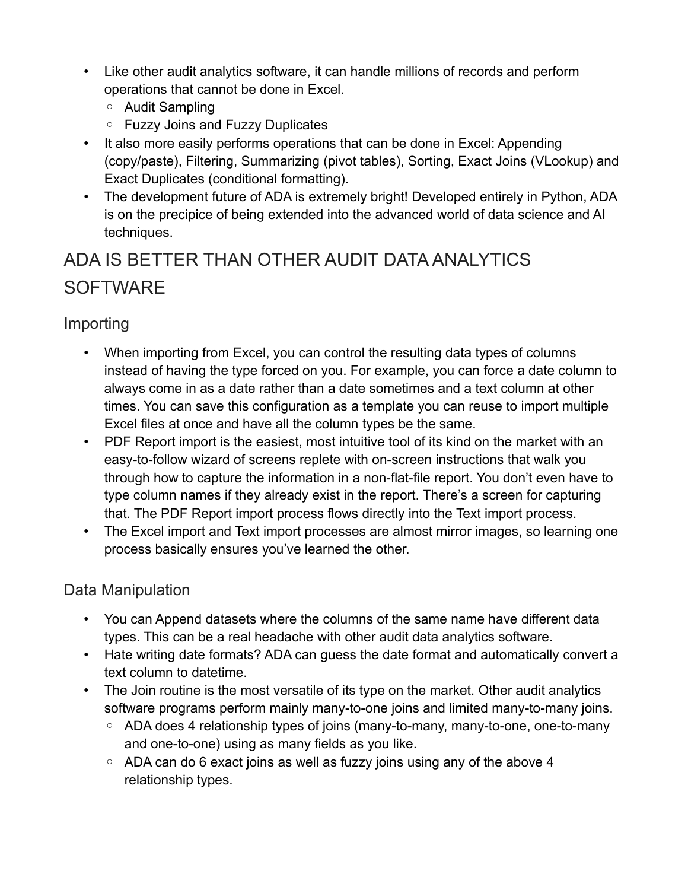- Like other audit analytics software, it can handle millions of records and perform operations that cannot be done in Excel.
  - Audit Sampling
  - Fuzzy Joins and Fuzzy Duplicates
- It also more easily performs operations that can be done in Excel: Appending (copy/paste), Filtering, Summarizing (pivot tables), Sorting, Exact Joins (VLookup) and Exact Duplicates (conditional formatting).
- The development future of ADA is extremely bright! Developed entirely in Python, ADA is on the precipice of being extended into the advanced world of data science and AI techniques.

# ADA IS BETTER THAN OTHER AUDIT DATA ANALYTICS SOFTWARE

## Importing

- When importing from Excel, you can control the resulting data types of columns instead of having the type forced on you. For example, you can force a date column to always come in as a date rather than a date sometimes and a text column at other times. You can save this configuration as a template you can reuse to import multiple Excel files at once and have all the column types be the same.
- PDF Report import is the easiest, most intuitive tool of its kind on the market with an easy-to-follow wizard of screens replete with on-screen instructions that walk you through how to capture the information in a non-flat-file report. You don't even have to type column names if they already exist in the report. There's a screen for capturing that. The PDF Report import process flows directly into the Text import process.
- The Excel import and Text import processes are almost mirror images, so learning one process basically ensures you've learned the other.

## Data Manipulation

- You can Append datasets where the columns of the same name have different data types. This can be a real headache with other audit data analytics software.
- Hate writing date formats? ADA can guess the date format and automatically convert a text column to datetime.
- The Join routine is the most versatile of its type on the market. Other audit analytics software programs perform mainly many-to-one joins and limited many-to-many joins.
  - ADA does 4 relationship types of joins (many-to-many, many-to-one, one-to-many and one-to-one) using as many fields as you like.
  - ADA can do 6 exact joins as well as fuzzy joins using any of the above 4 relationship types.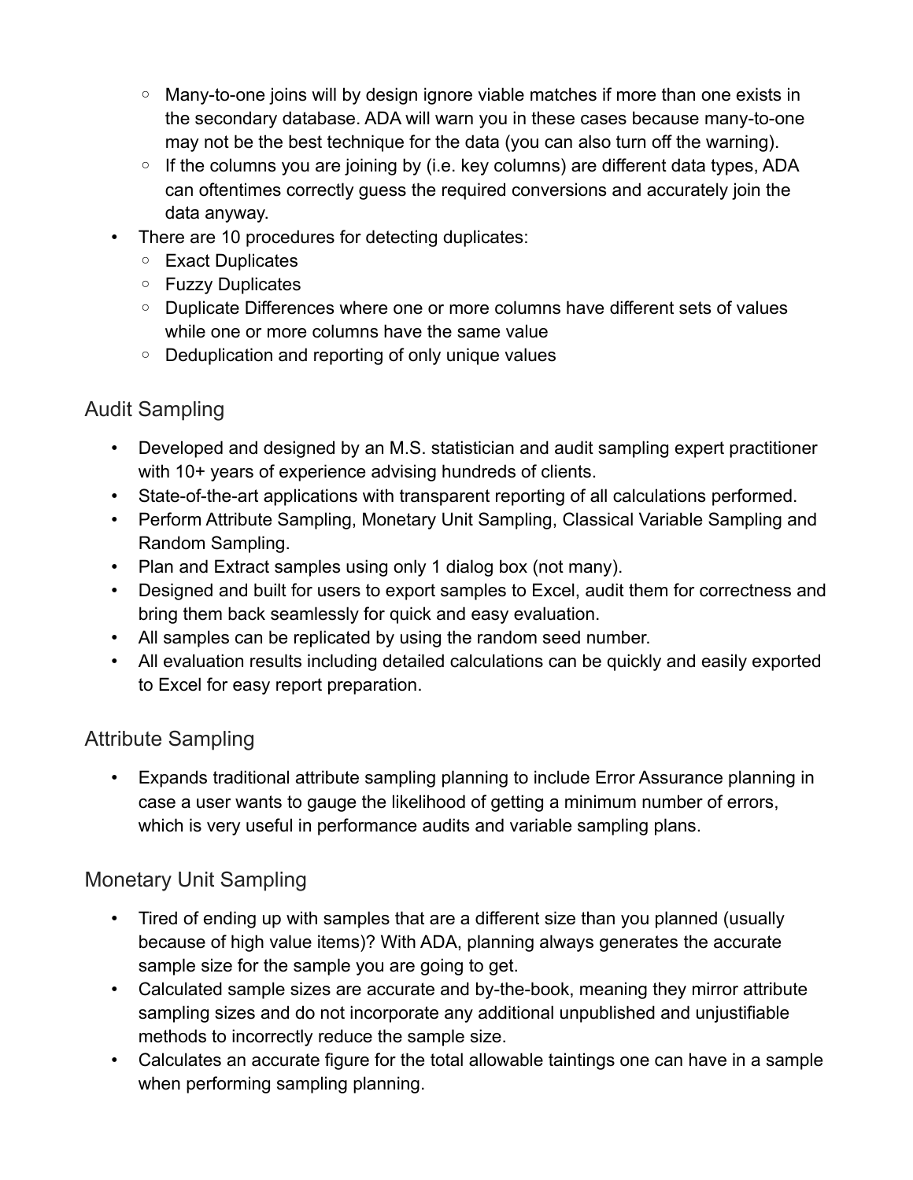- Many-to-one joins will by design ignore viable matches if more than one exists in the secondary database. ADA will warn you in these cases because many-to-one may not be the best technique for the data (you can also turn off the warning).
   - If the columns you are joining by (i.e. key columns) are different data types, ADA can oftentimes correctly guess the required conversions and accurately join the data anyway.
- There are 10 procedures for detecting duplicates:
   - Exact Duplicates
   - Fuzzy Duplicates
   - Duplicate Differences where one or more columns have different sets of values while one or more columns have the same value
   - Deduplication and reporting of only unique values

## Audit Sampling

- Developed and designed by an M.S. statistician and audit sampling expert practitioner with 10+ years of experience advising hundreds of clients.
- State-of-the-art applications with transparent reporting of all calculations performed.
- Perform Attribute Sampling, Monetary Unit Sampling, Classical Variable Sampling and Random Sampling.
- Plan and Extract samples using only 1 dialog box (not many).
- Designed and built for users to export samples to Excel, audit them for correctness and bring them back seamlessly for quick and easy evaluation.
- All samples can be replicated by using the random seed number.
- All evaluation results including detailed calculations can be quickly and easily exported to Excel for easy report preparation.

## Attribute Sampling

- Expands traditional attribute sampling planning to include Error Assurance planning in case a user wants to gauge the likelihood of getting a minimum number of errors, which is very useful in performance audits and variable sampling plans.

## Monetary Unit Sampling

- Tired of ending up with samples that are a different size than you planned (usually because of high value items)? With ADA, planning always generates the accurate sample size for the sample you are going to get.
- Calculated sample sizes are accurate and by-the-book, meaning they mirror attribute sampling sizes and do not incorporate any additional unpublished and unjustifiable methods to incorrectly reduce the sample size.
- Calculates an accurate figure for the total allowable taintings one can have in a sample when performing sampling planning.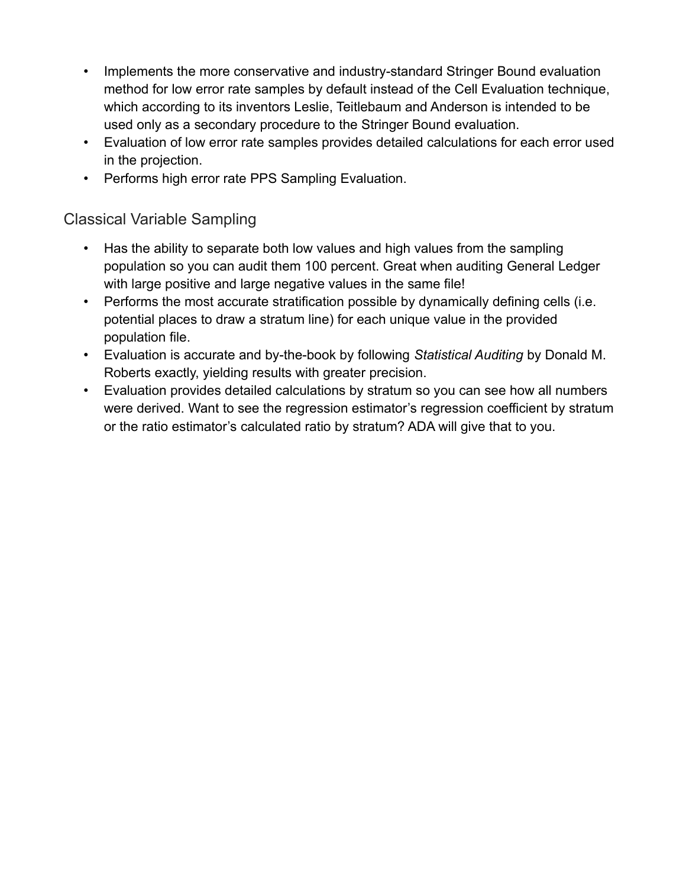- Implements the more conservative and industry-standard Stringer Bound evaluation method for low error rate samples by default instead of the Cell Evaluation technique, which according to its inventors Leslie, Teitlebaum and Anderson is intended to be used only as a secondary procedure to the Stringer Bound evaluation.
- Evaluation of low error rate samples provides detailed calculations for each error used in the projection.
- Performs high error rate PPS Sampling Evaluation.

## Classical Variable Sampling

- Has the ability to separate both low values and high values from the sampling population so you can audit them 100 percent. Great when auditing General Ledger with large positive and large negative values in the same file!
- Performs the most accurate stratification possible by dynamically defining cells (i.e. potential places to draw a stratum line) for each unique value in the provided population file.
- Evaluation is accurate and by-the-book by following *Statistical Auditing* by Donald M. Roberts exactly, yielding results with greater precision.
- Evaluation provides detailed calculations by stratum so you can see how all numbers were derived. Want to see the regression estimator's regression coefficient by stratum or the ratio estimator's calculated ratio by stratum? ADA will give that to you.